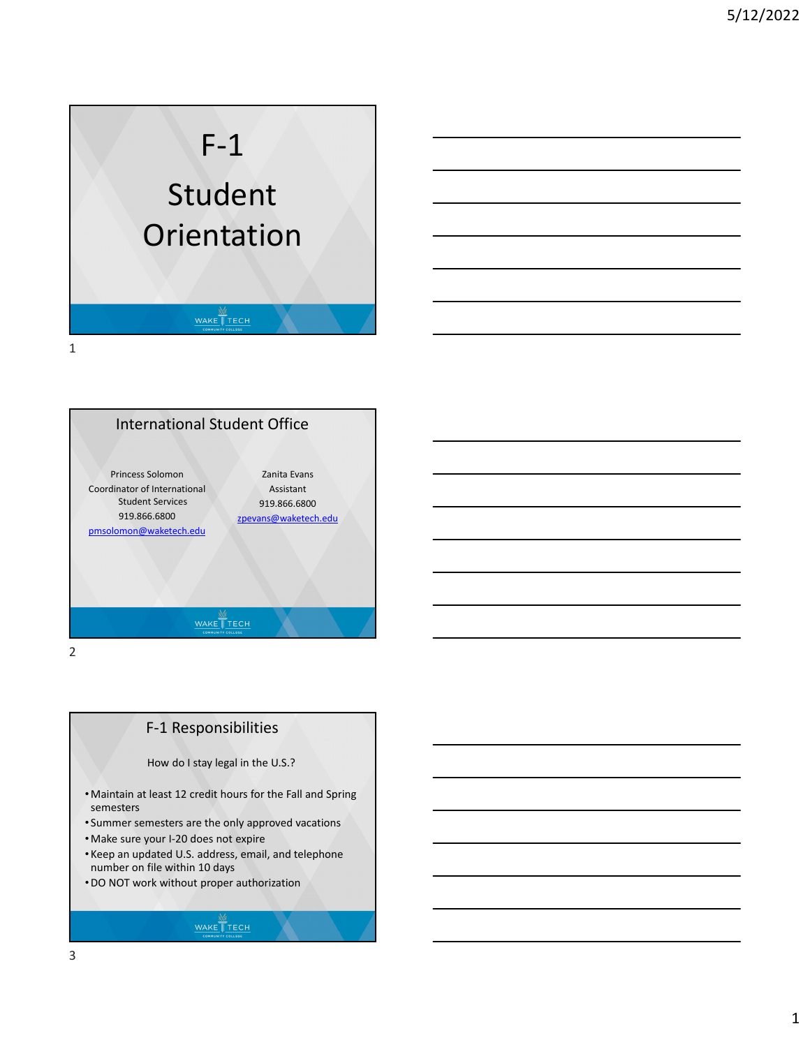# F-1 Student Orientation

## International Student Office

Princess Solomon
Coordinator of International Student Services
919.866.6800
pmsolomon@waketech.edu

Zanita Evans
Assistant
919.866.6800
zpevans@waketech.edu

## F-1 Responsibilities

How do I stay legal in the U.S.?

- Maintain at least 12 credit hours for the Fall and Spring semesters
- Summer semesters are the only approved vacations
- Make sure your I-20 does not expire
- Keep an updated U.S. address, email, and telephone number on file within 10 days
- DO NOT work without proper authorization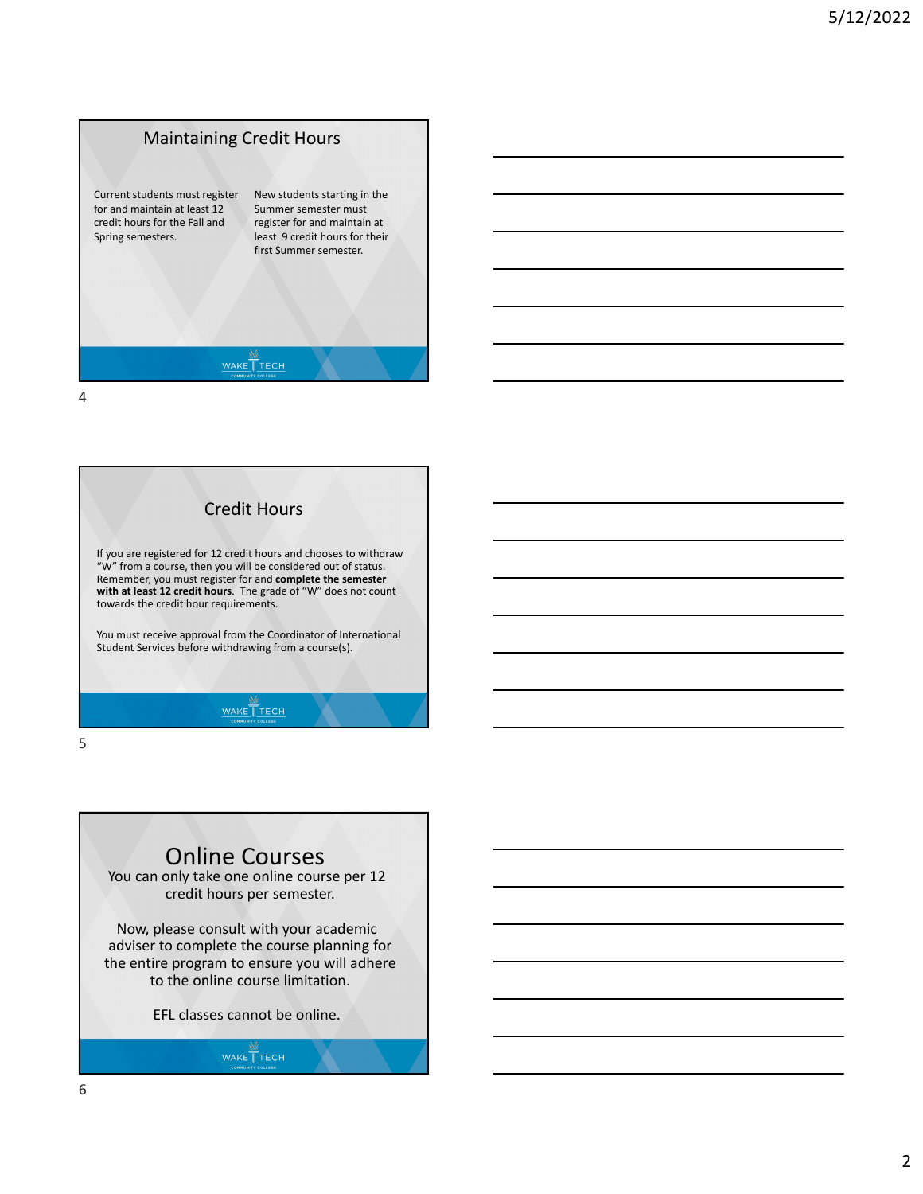## Maintaining Credit Hours

Current students must register for and maintain at least 12 credit hours for the Fall and Spring semesters.

New students starting in the Summer semester must register for and maintain at least 9 credit hours for their first Summer semester.

## Credit Hours

If you are registered for 12 credit hours and chooses to withdraw "W" from a course, then you will be considered out of status. Remember, you must register for and **complete the semester with at least 12 credit hours**. The grade of "W" does not count towards the credit hour requirements.

You must receive approval from the Coordinator of International Student Services before withdrawing from a course(s).

## Online Courses

You can only take one online course per 12 credit hours per semester.

Now, please consult with your academic adviser to complete the course planning for the entire program to ensure you will adhere to the online course limitation.

EFL classes cannot be online.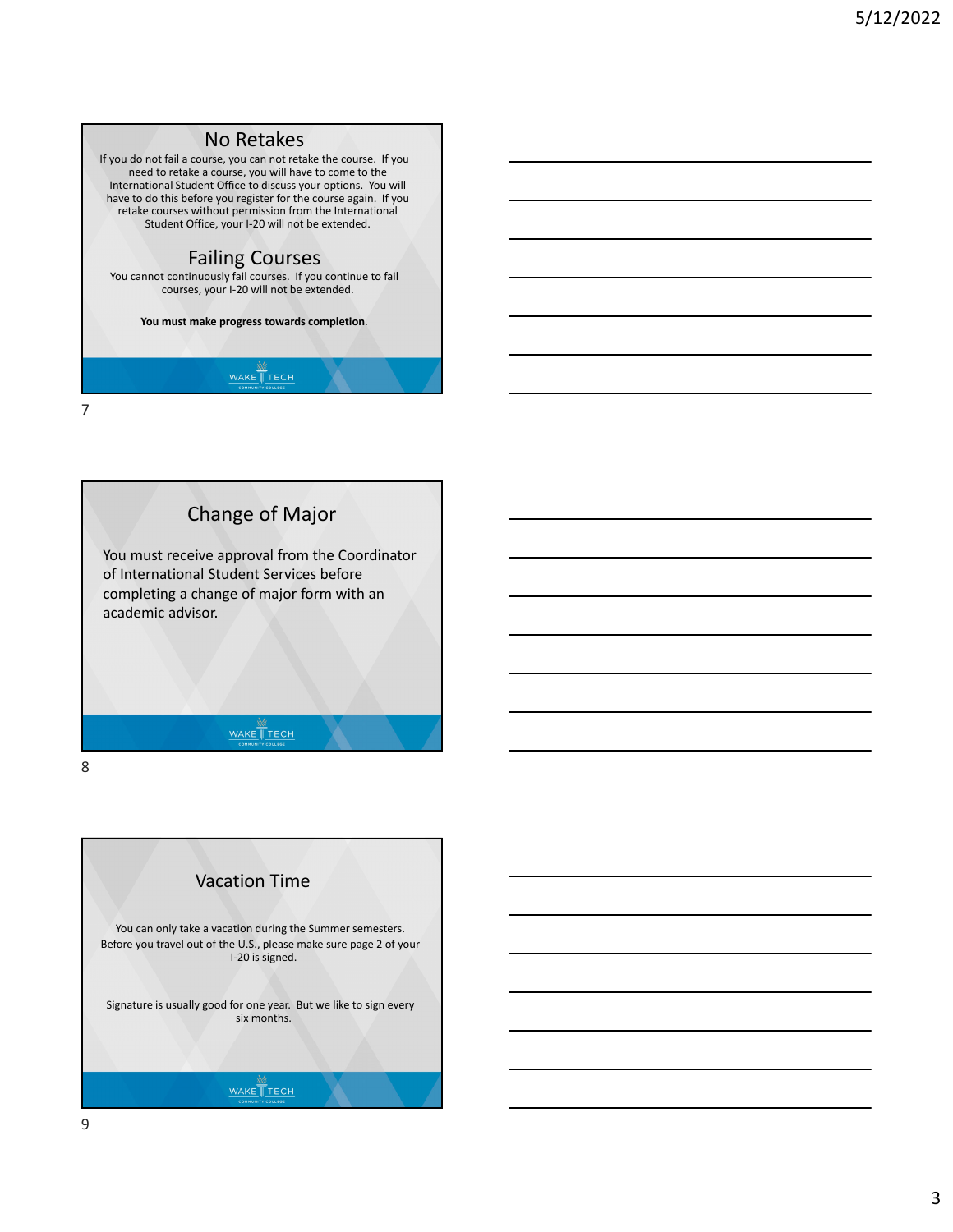## No Retakes

If you do not fail a course, you can not retake the course. If you need to retake a course, you will have to come to the International Student Office to discuss your options. You will have to do this before you register for the course again. If you retake courses without permission from the International Student Office, your I-20 will not be extended.

## Failing Courses

You cannot continuously fail courses. If you continue to fail courses, your I-20 will not be extended.

**You must make progress towards completion.**

## Change of Major

You must receive approval from the Coordinator of International Student Services before completing a change of major form with an academic advisor.

## Vacation Time

You can only take a vacation during the Summer semesters. Before you travel out of the U.S., please make sure page 2 of your I-20 is signed.

Signature is usually good for one year. But we like to sign every six months.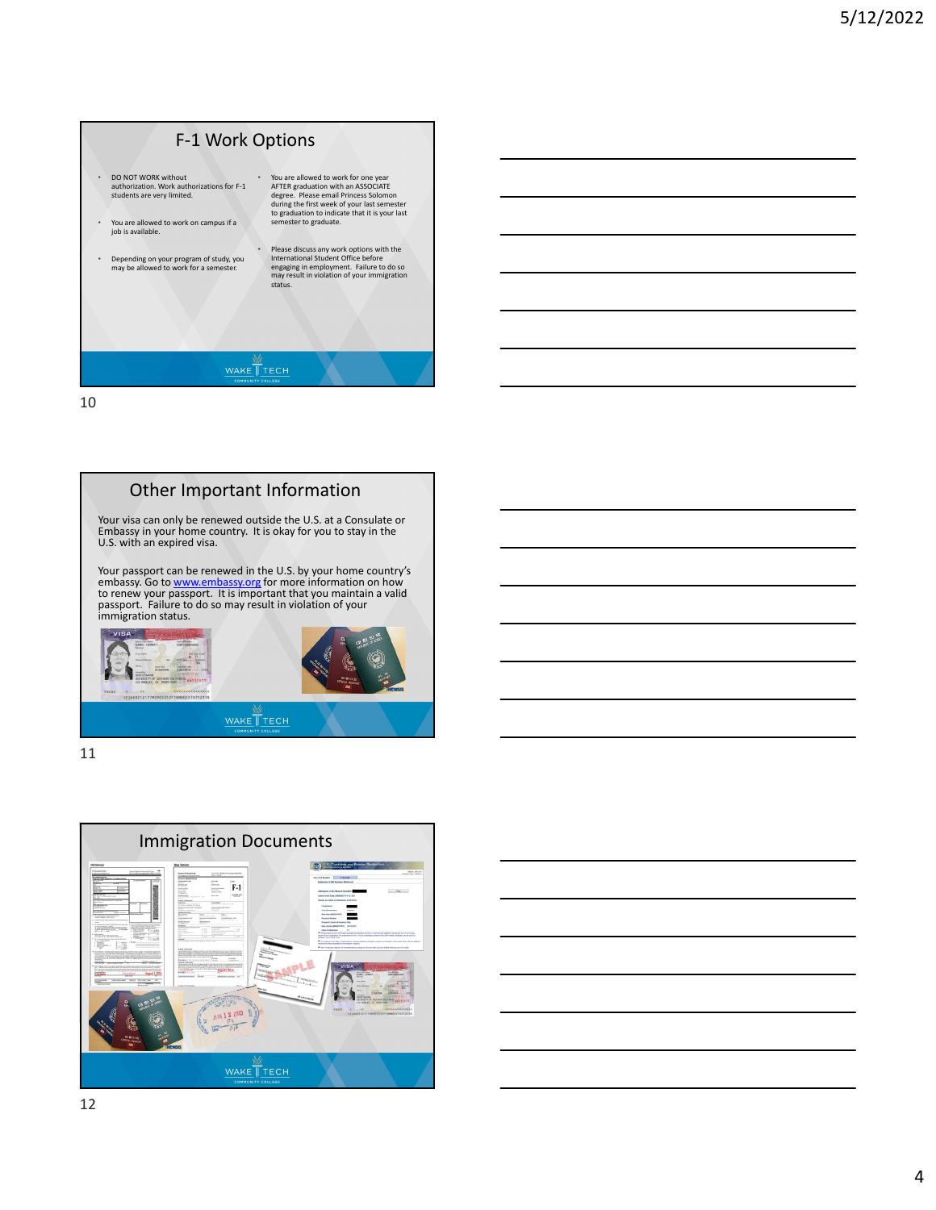## F-1 Work Options

- DO NOT WORK without authorization. Work authorizations for F-1 students are very limited.
- You are allowed to work on campus if a job is available.
- Depending on your program of study, you may be allowed to work for a semester.
- You are allowed to work for one year AFTER graduation with an ASSOCIATE degree. Please email Princess Solomon during the first week of your last semester to graduation to indicate that it is your last semester to graduate.
- Please discuss any work options with the International Student Office before engaging in employment. Failure to do so may result in violation of your immigration status.

## Other Important Information

Your visa can only be renewed outside the U.S. at a Consulate or Embassy in your home country. It is okay for you to stay in the U.S. with an expired visa.

Your passport can be renewed in the U.S. by your home country's embassy. Go to www.embassy.org for more information on how to renew your passport. It is important that you maintain a valid passport. Failure to do so may result in violation of your immigration status.

## Immigration Documents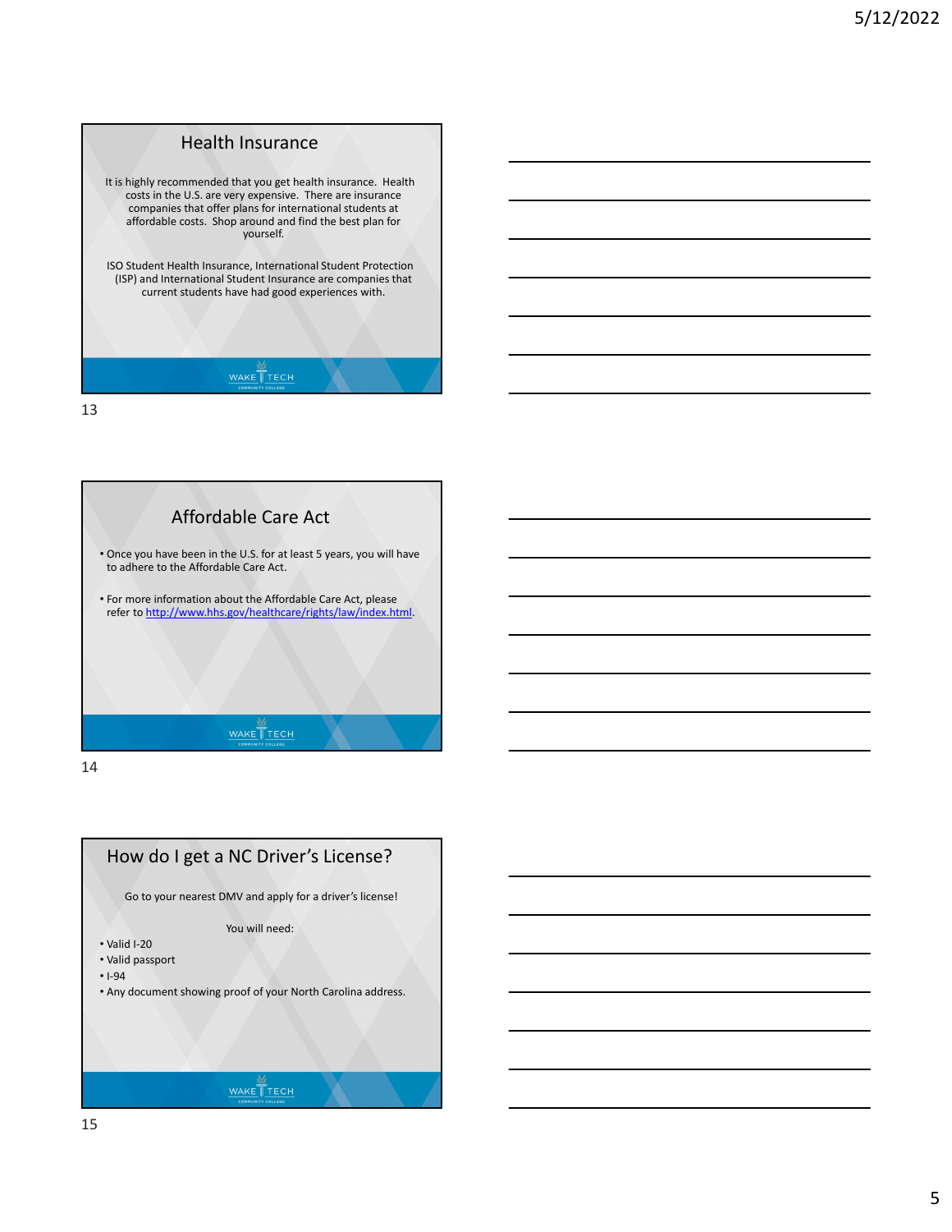## Health Insurance

It is highly recommended that you get health insurance. Health costs in the U.S. are very expensive. There are insurance companies that offer plans for international students at affordable costs. Shop around and find the best plan for yourself.

ISO Student Health Insurance, International Student Protection (ISP) and International Student Insurance are companies that current students have had good experiences with.

## Affordable Care Act

- Once you have been in the U.S. for at least 5 years, you will have to adhere to the Affordable Care Act.
- For more information about the Affordable Care Act, please refer to http://www.hhs.gov/healthcare/rights/law/index.html.

## How do I get a NC Driver's License?

Go to your nearest DMV and apply for a driver's license!

You will need:

- Valid I-20
- Valid passport
- I-94
- Any document showing proof of your North Carolina address.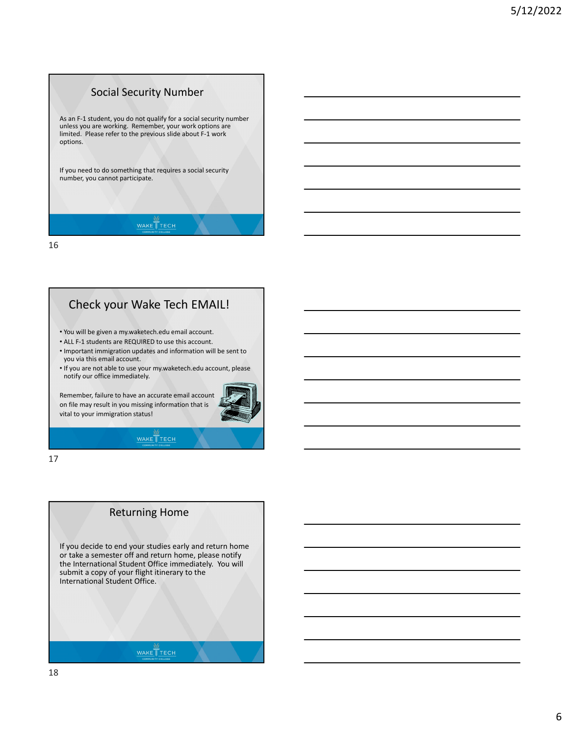## Social Security Number

As an F-1 student, you do not qualify for a social security number unless you are working. Remember, your work options are limited. Please refer to the previous slide about F-1 work options.

If you need to do something that requires a social security number, you cannot participate.

## Check your Wake Tech EMAIL!

- You will be given a my.waketech.edu email account.
- ALL F-1 students are REQUIRED to use this account.
- Important immigration updates and information will be sent to you via this email account.
- If you are not able to use your my.waketech.edu account, please notify our office immediately.

Remember, failure to have an accurate email account on file may result in you missing information that is vital to your immigration status!

## Returning Home

If you decide to end your studies early and return home or take a semester off and return home, please notify the International Student Office immediately. You will submit a copy of your flight itinerary to the International Student Office.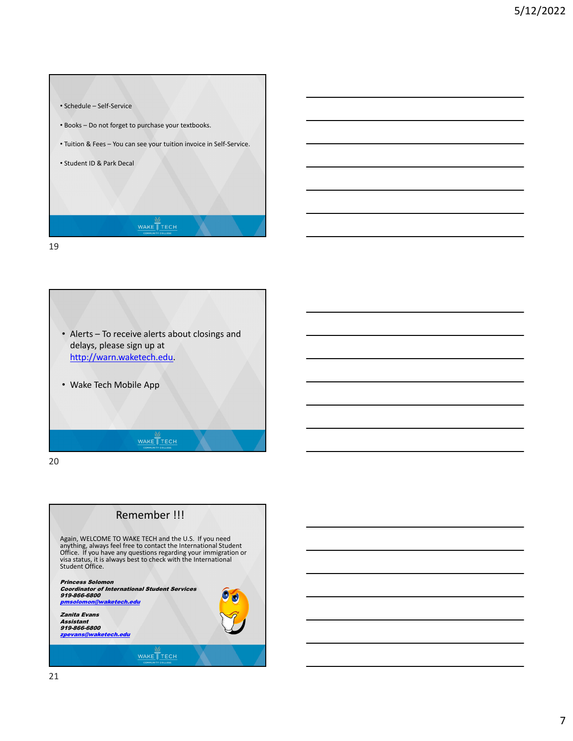- Schedule – Self-Service
- Books – Do not forget to purchase your textbooks.
- Tuition & Fees – You can see your tuition invoice in Self-Service.
- Student ID & Park Decal

WAKE TECH COMMUNITY COLLEGE

19

- Alerts – To receive alerts about closings and delays, please sign up at http://warn.waketech.edu.
- Wake Tech Mobile App

WAKE TECH COMMUNITY COLLEGE

20

## Remember !!!

Again, WELCOME TO WAKE TECH and the U.S. If you need anything, always feel free to contact the International Student Office. If you have any questions regarding your immigration or visa status, it is always best to check with the International Student Office.

***Princess Solomon***
***Coordinator of International Student Services***
***919-866-6800***
***pmsolomon@waketech.edu***

***Zanita Evans***
***Assistant***
***919-866-6800***
***zpevans@waketech.edu***

WAKE TECH COMMUNITY COLLEGE

21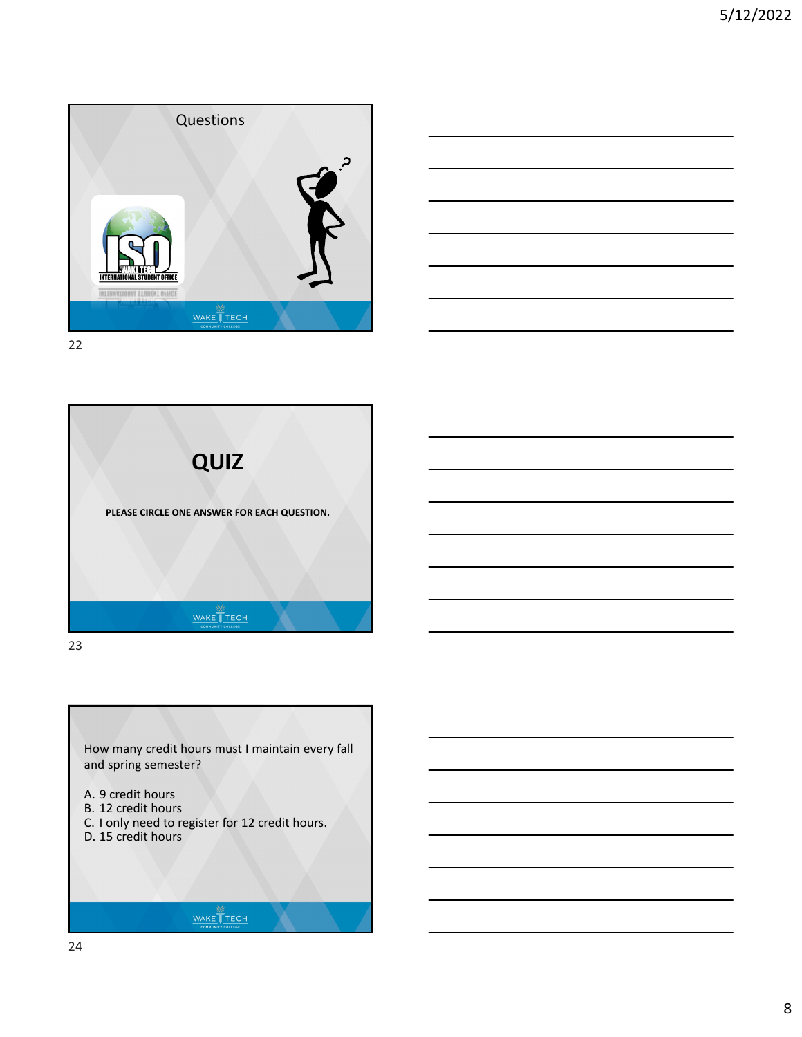## Questions

## QUIZ

**PLEASE CIRCLE ONE ANSWER FOR EACH QUESTION.**

How many credit hours must I maintain every fall and spring semester?

A. 9 credit hours
B. 12 credit hours
C. I only need to register for 12 credit hours.
D. 15 credit hours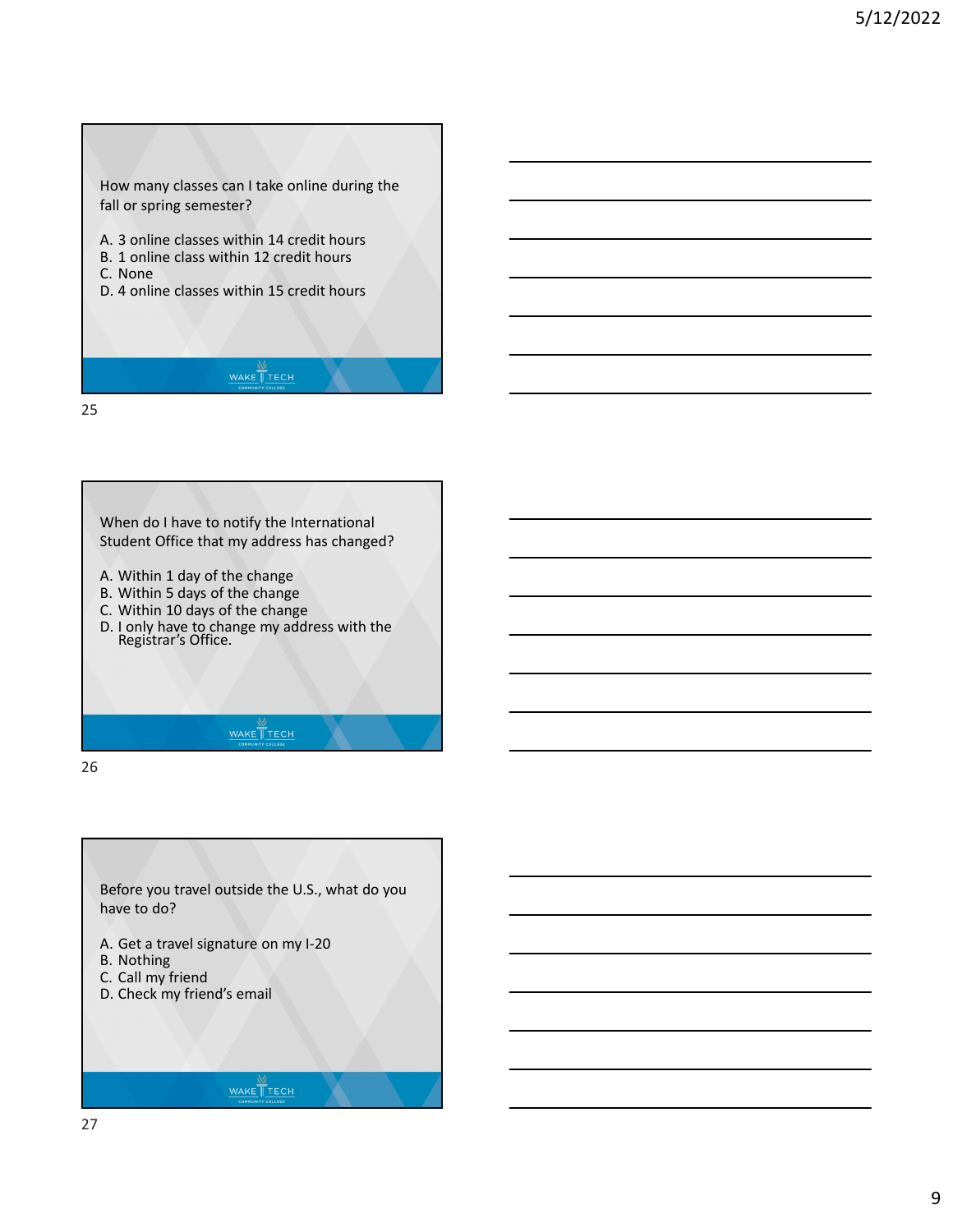How many classes can I take online during the fall or spring semester?

A. 3 online classes within 14 credit hours
B. 1 online class within 12 credit hours
C. None
D. 4 online classes within 15 credit hours

When do I have to notify the International Student Office that my address has changed?

A. Within 1 day of the change
B. Within 5 days of the change
C. Within 10 days of the change
D. I only have to change my address with the Registrar's Office.

Before you travel outside the U.S., what do you have to do?

A. Get a travel signature on my I-20
B. Nothing
C. Call my friend
D. Check my friend's email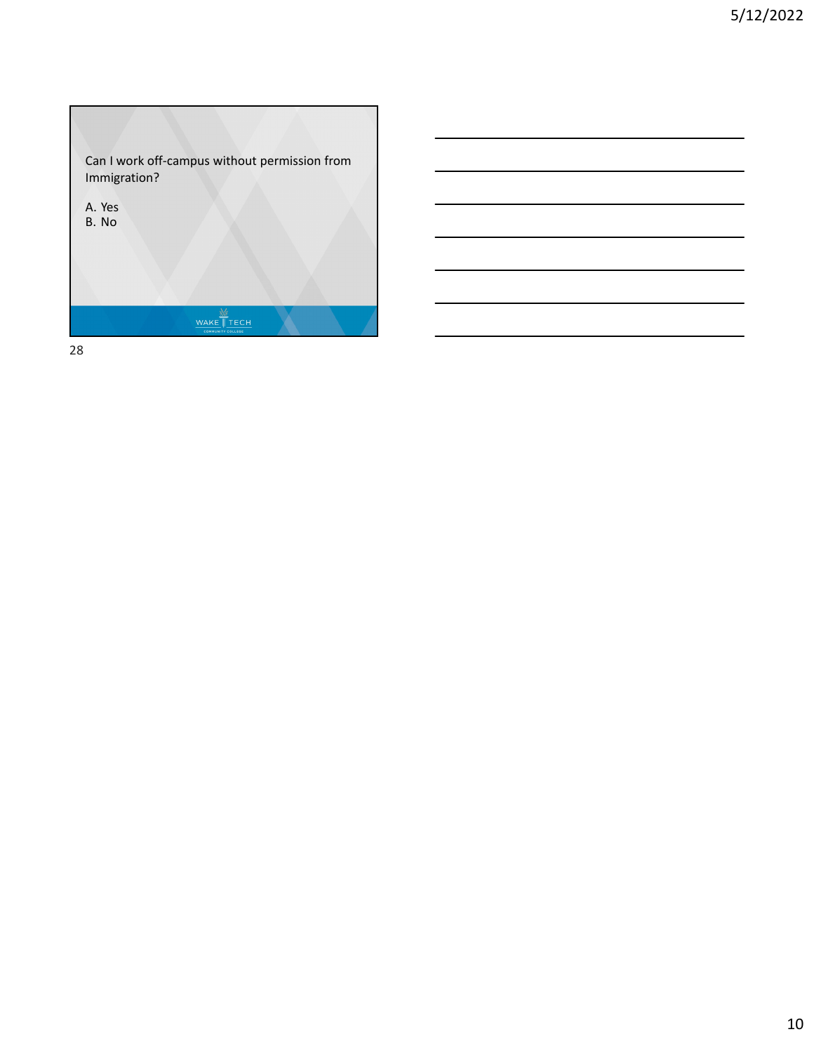Can I work off-campus without permission from Immigration?

A. Yes
B. No

28